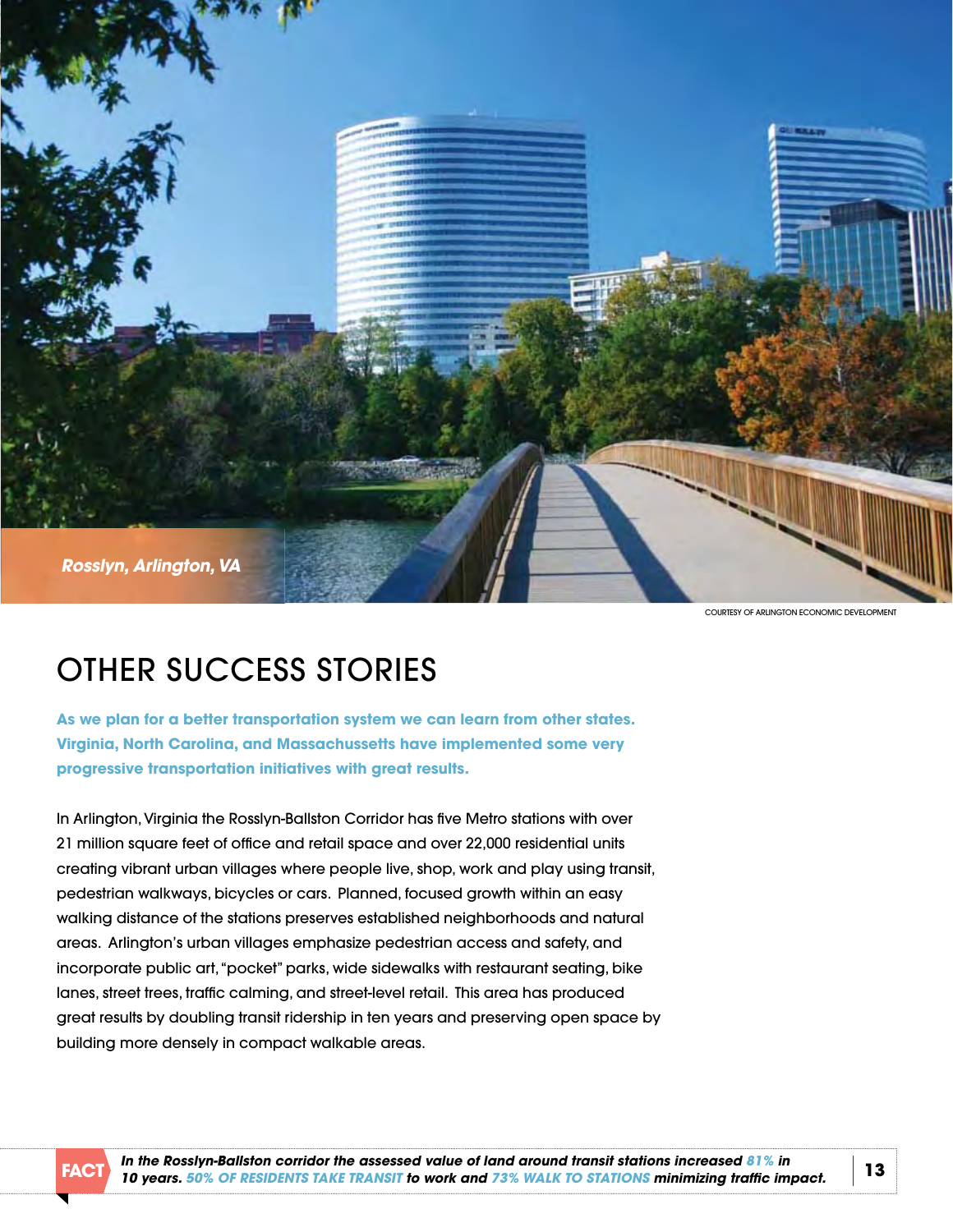*Rosslyn, Arlington, VA*

COURTESY OF ARLINGTON ECONOMIC DEVELOPMENT

# OTHER SUCCESS STORIES

**As we plan for a better transportation system we can learn from other states. Virginia, North Carolina, and Massachussetts have implemented some very progressive transportation initiatives with great results.**

In Arlington, Virginia the Rosslyn-Ballston Corridor has five Metro stations with over 21 million square feet of office and retail space and over 22,000 residential units creating vibrant urban villages where people live, shop, work and play using transit, pedestrian walkways, bicycles or cars. Planned, focused growth within an easy walking distance of the stations preserves established neighborhoods and natural areas. Arlington's urban villages emphasize pedestrian access and safety, and incorporate public art, "pocket" parks, wide sidewalks with restaurant seating, bike lanes, street trees, traffic calming, and street-level retail. This area has produced great results by doubling transit ridership in ten years and preserving open space by building more densely in compact walkable areas.

**FACT** ***In the Rosslyn-Ballston corridor the assessed value of land around transit stations increased 81% in 10 years. 50% OF RESIDENTS TAKE TRANSIT to work and 73% WALK TO STATIONS minimizing traffic impact.***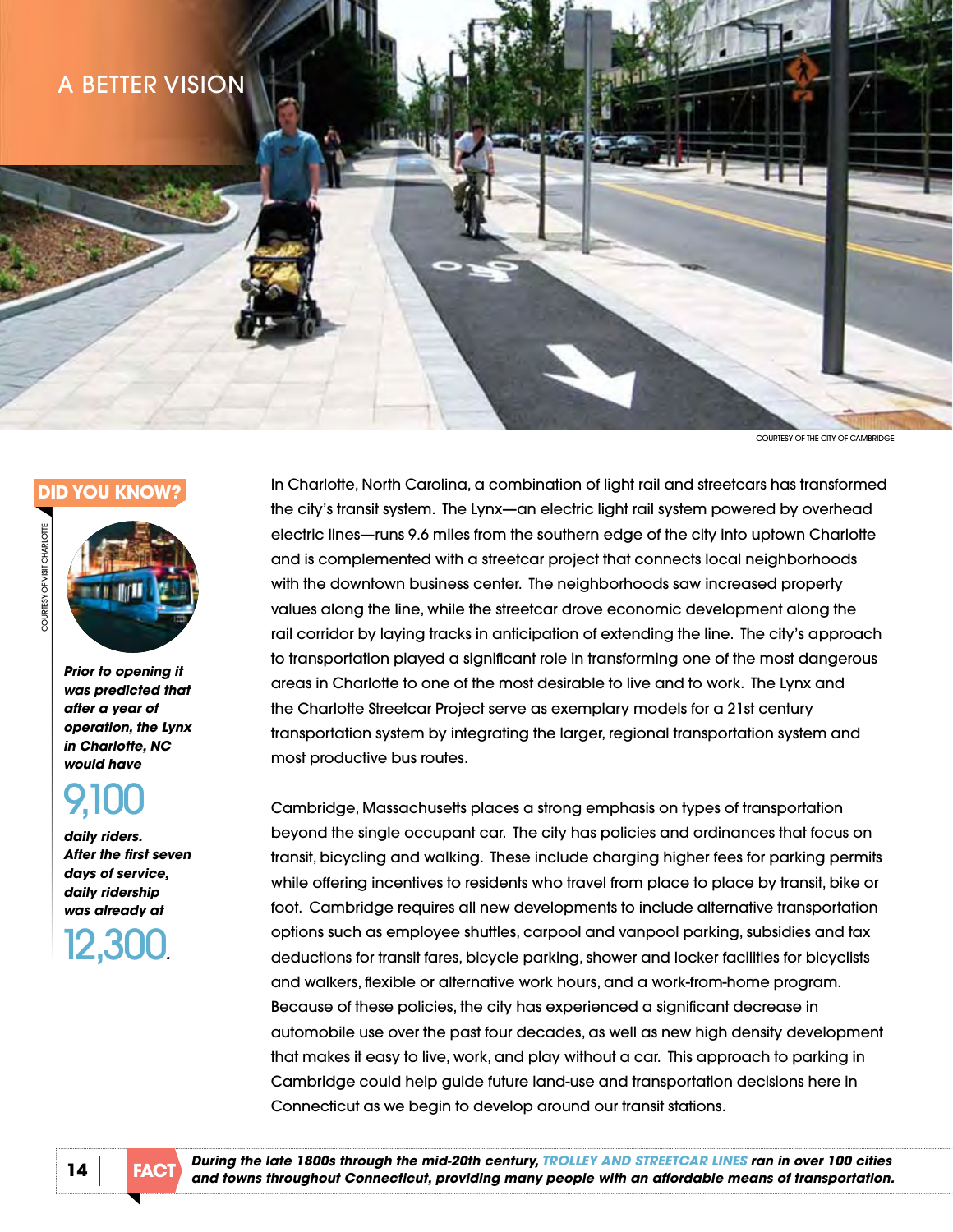## A BETTER VISION

COURTESY OF THE CITY OF CAMBRIDGE

### DID YOU KNOW?

COURTESY OF VISIT CHARLOTTE

***Prior to opening it was predicted that after a year of operation, the Lynx in Charlotte, NC would have***

**9,100**

***daily riders. After the first seven days of service, daily ridership was already at***

**12,300.**

In Charlotte, North Carolina, a combination of light rail and streetcars has transformed the city's transit system. The Lynx—an electric light rail system powered by overhead electric lines—runs 9.6 miles from the southern edge of the city into uptown Charlotte and is complemented with a streetcar project that connects local neighborhoods with the downtown business center. The neighborhoods saw increased property values along the line, while the streetcar drove economic development along the rail corridor by laying tracks in anticipation of extending the line. The city's approach to transportation played a significant role in transforming one of the most dangerous areas in Charlotte to one of the most desirable to live and to work. The Lynx and the Charlotte Streetcar Project serve as exemplary models for a 21st century transportation system by integrating the larger, regional transportation system and most productive bus routes.

Cambridge, Massachusetts places a strong emphasis on types of transportation beyond the single occupant car. The city has policies and ordinances that focus on transit, bicycling and walking. These include charging higher fees for parking permits while offering incentives to residents who travel from place to place by transit, bike or foot. Cambridge requires all new developments to include alternative transportation options such as employee shuttles, carpool and vanpool parking, subsidies and tax deductions for transit fares, bicycle parking, shower and locker facilities for bicyclists and walkers, flexible or alternative work hours, and a work-from-home program. Because of these policies, the city has experienced a significant decrease in automobile use over the past four decades, as well as new high density development that makes it easy to live, work, and play without a car. This approach to parking in Cambridge could help guide future land-use and transportation decisions here in Connecticut as we begin to develop around our transit stations.

**FACT** ***During the late 1800s through the mid-20th century, TROLLEY AND STREETCAR LINES ran in over 100 cities and towns throughout Connecticut, providing many people with an affordable means of transportation.***